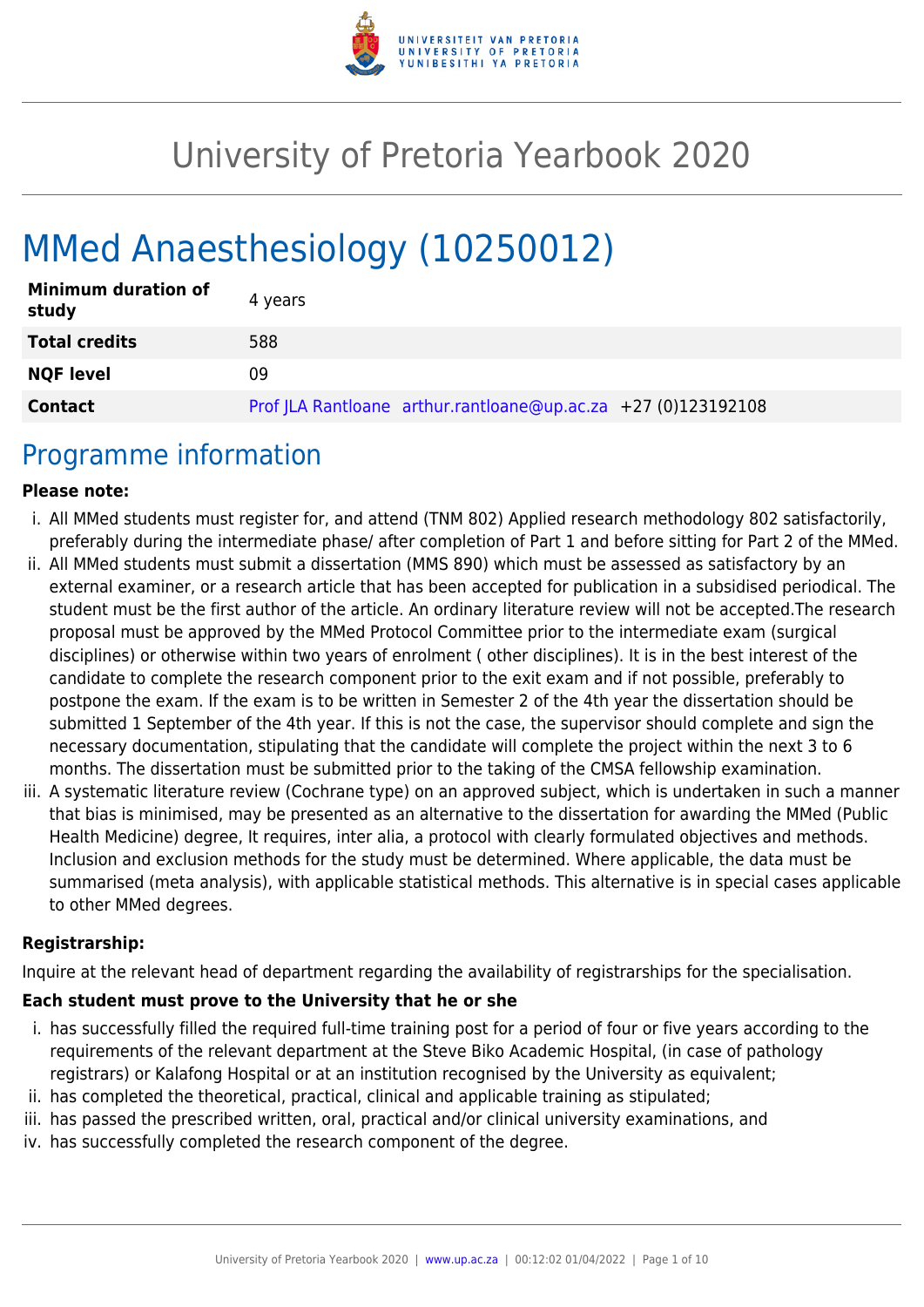# University of Pretoria Yearbook 2020

# MMed Anaesthesiology (10250012)

| | |
|---|---|
| **Minimum duration of study** | 4 years |
| **Total credits** | 588 |
| **NQF level** | 09 |
| **Contact** | Prof JLA Rantloane arthur.rantloane@up.ac.za +27 (0)123192108 |

## Programme information

**Please note:**

i. All MMed students must register for, and attend (TNM 802) Applied research methodology 802 satisfactorily, preferably during the intermediate phase/ after completion of Part 1 and before sitting for Part 2 of the MMed.
ii. All MMed students must submit a dissertation (MMS 890) which must be assessed as satisfactory by an external examiner, or a research article that has been accepted for publication in a subsidised periodical. The student must be the first author of the article. An ordinary literature review will not be accepted.The research proposal must be approved by the MMed Protocol Committee prior to the intermediate exam (surgical disciplines) or otherwise within two years of enrolment ( other disciplines). It is in the best interest of the candidate to complete the research component prior to the exit exam and if not possible, preferably to postpone the exam. If the exam is to be written in Semester 2 of the 4th year the dissertation should be submitted 1 September of the 4th year. If this is not the case, the supervisor should complete and sign the necessary documentation, stipulating that the candidate will complete the project within the next 3 to 6 months. The dissertation must be submitted prior to the taking of the CMSA fellowship examination.
iii. A systematic literature review (Cochrane type) on an approved subject, which is undertaken in such a manner that bias is minimised, may be presented as an alternative to the dissertation for awarding the MMed (Public Health Medicine) degree, It requires, inter alia, a protocol with clearly formulated objectives and methods. Inclusion and exclusion methods for the study must be determined. Where applicable, the data must be summarised (meta analysis), with applicable statistical methods. This alternative is in special cases applicable to other MMed degrees.

**Registrarship:**

Inquire at the relevant head of department regarding the availability of registrarships for the specialisation.

**Each student must prove to the University that he or she**

i. has successfully filled the required full-time training post for a period of four or five years according to the requirements of the relevant department at the Steve Biko Academic Hospital, (in case of pathology registrars) or Kalafong Hospital or at an institution recognised by the University as equivalent;
ii. has completed the theoretical, practical, clinical and applicable training as stipulated;
iii. has passed the prescribed written, oral, practical and/or clinical university examinations, and
iv. has successfully completed the research component of the degree.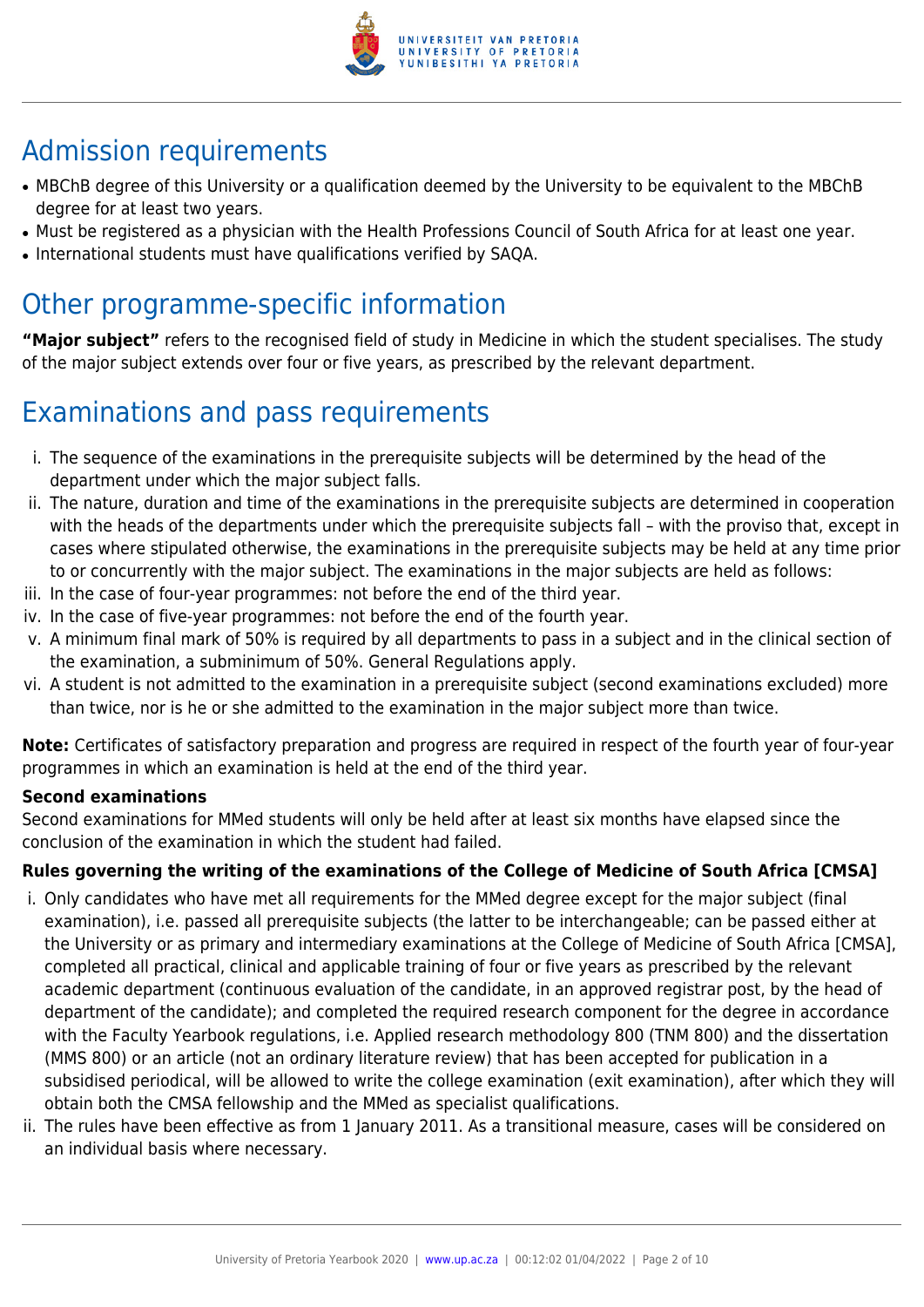## Admission requirements

- MBChB degree of this University or a qualification deemed by the University to be equivalent to the MBChB degree for at least two years.
- Must be registered as a physician with the Health Professions Council of South Africa for at least one year.
- International students must have qualifications verified by SAQA.

## Other programme-specific information

**"Major subject"** refers to the recognised field of study in Medicine in which the student specialises. The study of the major subject extends over four or five years, as prescribed by the relevant department.

## Examinations and pass requirements

i. The sequence of the examinations in the prerequisite subjects will be determined by the head of the department under which the major subject falls.
ii. The nature, duration and time of the examinations in the prerequisite subjects are determined in cooperation with the heads of the departments under which the prerequisite subjects fall – with the proviso that, except in cases where stipulated otherwise, the examinations in the prerequisite subjects may be held at any time prior to or concurrently with the major subject. The examinations in the major subjects are held as follows:
iii. In the case of four-year programmes: not before the end of the third year.
iv. In the case of five-year programmes: not before the end of the fourth year.
v. A minimum final mark of 50% is required by all departments to pass in a subject and in the clinical section of the examination, a subminimum of 50%. General Regulations apply.
vi. A student is not admitted to the examination in a prerequisite subject (second examinations excluded) more than twice, nor is he or she admitted to the examination in the major subject more than twice.

**Note:** Certificates of satisfactory preparation and progress are required in respect of the fourth year of four-year programmes in which an examination is held at the end of the third year.

**Second examinations**

Second examinations for MMed students will only be held after at least six months have elapsed since the conclusion of the examination in which the student had failed.

**Rules governing the writing of the examinations of the College of Medicine of South Africa [CMSA]**

i. Only candidates who have met all requirements for the MMed degree except for the major subject (final examination), i.e. passed all prerequisite subjects (the latter to be interchangeable; can be passed either at the University or as primary and intermediary examinations at the College of Medicine of South Africa [CMSA], completed all practical, clinical and applicable training of four or five years as prescribed by the relevant academic department (continuous evaluation of the candidate, in an approved registrar post, by the head of department of the candidate); and completed the required research component for the degree in accordance with the Faculty Yearbook regulations, i.e. Applied research methodology 800 (TNM 800) and the dissertation (MMS 800) or an article (not an ordinary literature review) that has been accepted for publication in a subsidised periodical, will be allowed to write the college examination (exit examination), after which they will obtain both the CMSA fellowship and the MMed as specialist qualifications.
ii. The rules have been effective as from 1 January 2011. As a transitional measure, cases will be considered on an individual basis where necessary.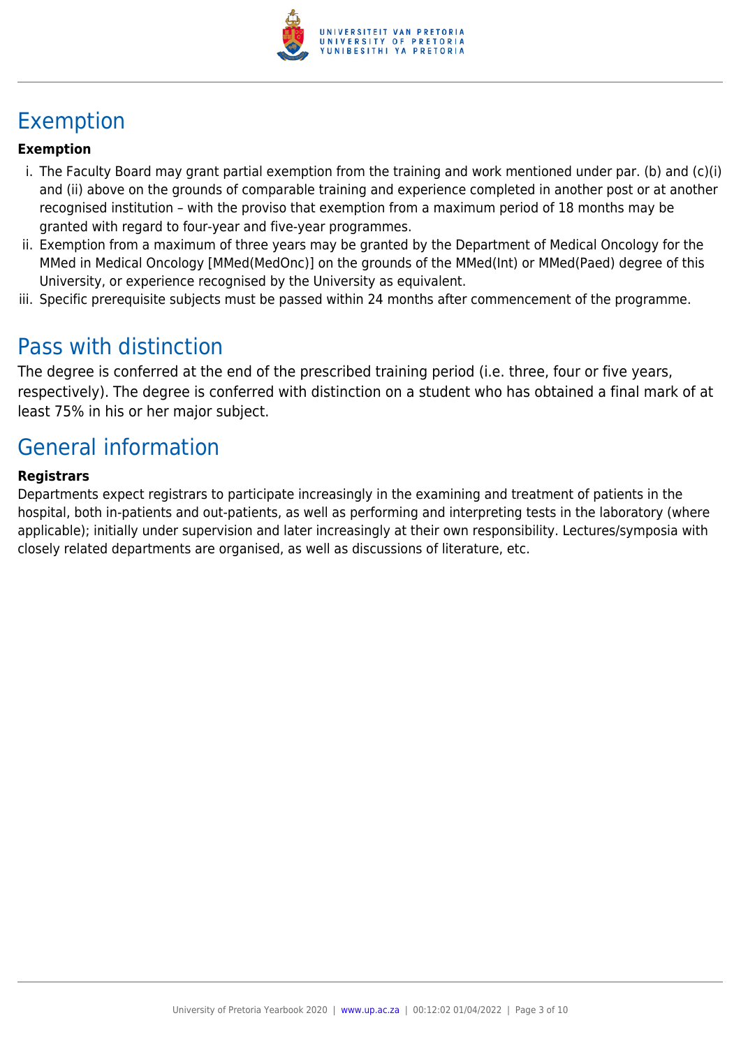# Exemption

**Exemption**

i. The Faculty Board may grant partial exemption from the training and work mentioned under par. (b) and (c)(i) and (ii) above on the grounds of comparable training and experience completed in another post or at another recognised institution – with the proviso that exemption from a maximum period of 18 months may be granted with regard to four-year and five-year programmes.
ii. Exemption from a maximum of three years may be granted by the Department of Medical Oncology for the MMed in Medical Oncology [MMed(MedOnc)] on the grounds of the MMed(Int) or MMed(Paed) degree of this University, or experience recognised by the University as equivalent.
iii. Specific prerequisite subjects must be passed within 24 months after commencement of the programme.

# Pass with distinction

The degree is conferred at the end of the prescribed training period (i.e. three, four or five years, respectively). The degree is conferred with distinction on a student who has obtained a final mark of at least 75% in his or her major subject.

# General information

**Registrars**

Departments expect registrars to participate increasingly in the examining and treatment of patients in the hospital, both in-patients and out-patients, as well as performing and interpreting tests in the laboratory (where applicable); initially under supervision and later increasingly at their own responsibility. Lectures/symposia with closely related departments are organised, as well as discussions of literature, etc.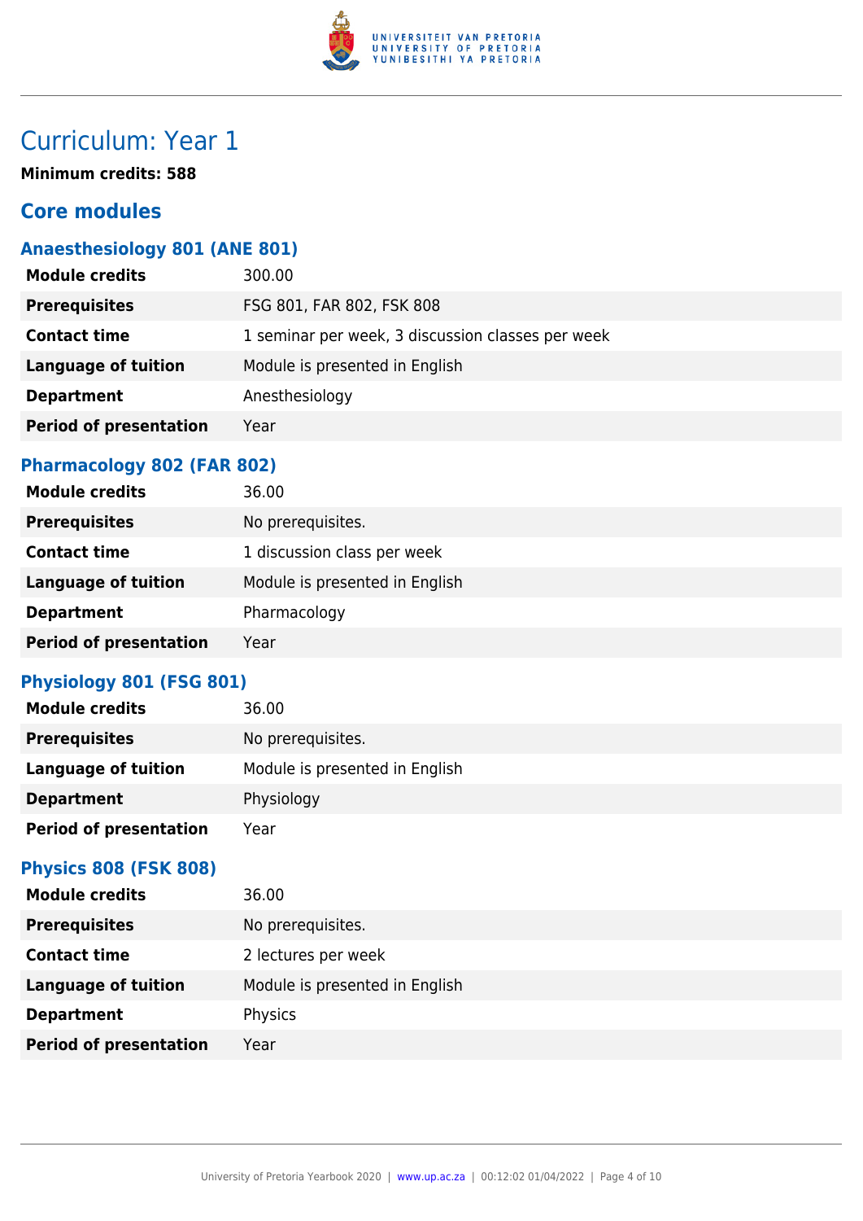# Curriculum: Year 1

**Minimum credits: 588**

## Core modules

### Anaesthesiology 801 (ANE 801)

| | |
|---|---|
| **Module credits** | 300.00 |
| **Prerequisites** | FSG 801, FAR 802, FSK 808 |
| **Contact time** | 1 seminar per week, 3 discussion classes per week |
| **Language of tuition** | Module is presented in English |
| **Department** | Anesthesiology |
| **Period of presentation** | Year |

### Pharmacology 802 (FAR 802)

| | |
|---|---|
| **Module credits** | 36.00 |
| **Prerequisites** | No prerequisites. |
| **Contact time** | 1 discussion class per week |
| **Language of tuition** | Module is presented in English |
| **Department** | Pharmacology |
| **Period of presentation** | Year |

### Physiology 801 (FSG 801)

| | |
|---|---|
| **Module credits** | 36.00 |
| **Prerequisites** | No prerequisites. |
| **Language of tuition** | Module is presented in English |
| **Department** | Physiology |
| **Period of presentation** | Year |

### Physics 808 (FSK 808)

| | |
|---|---|
| **Module credits** | 36.00 |
| **Prerequisites** | No prerequisites. |
| **Contact time** | 2 lectures per week |
| **Language of tuition** | Module is presented in English |
| **Department** | Physics |
| **Period of presentation** | Year |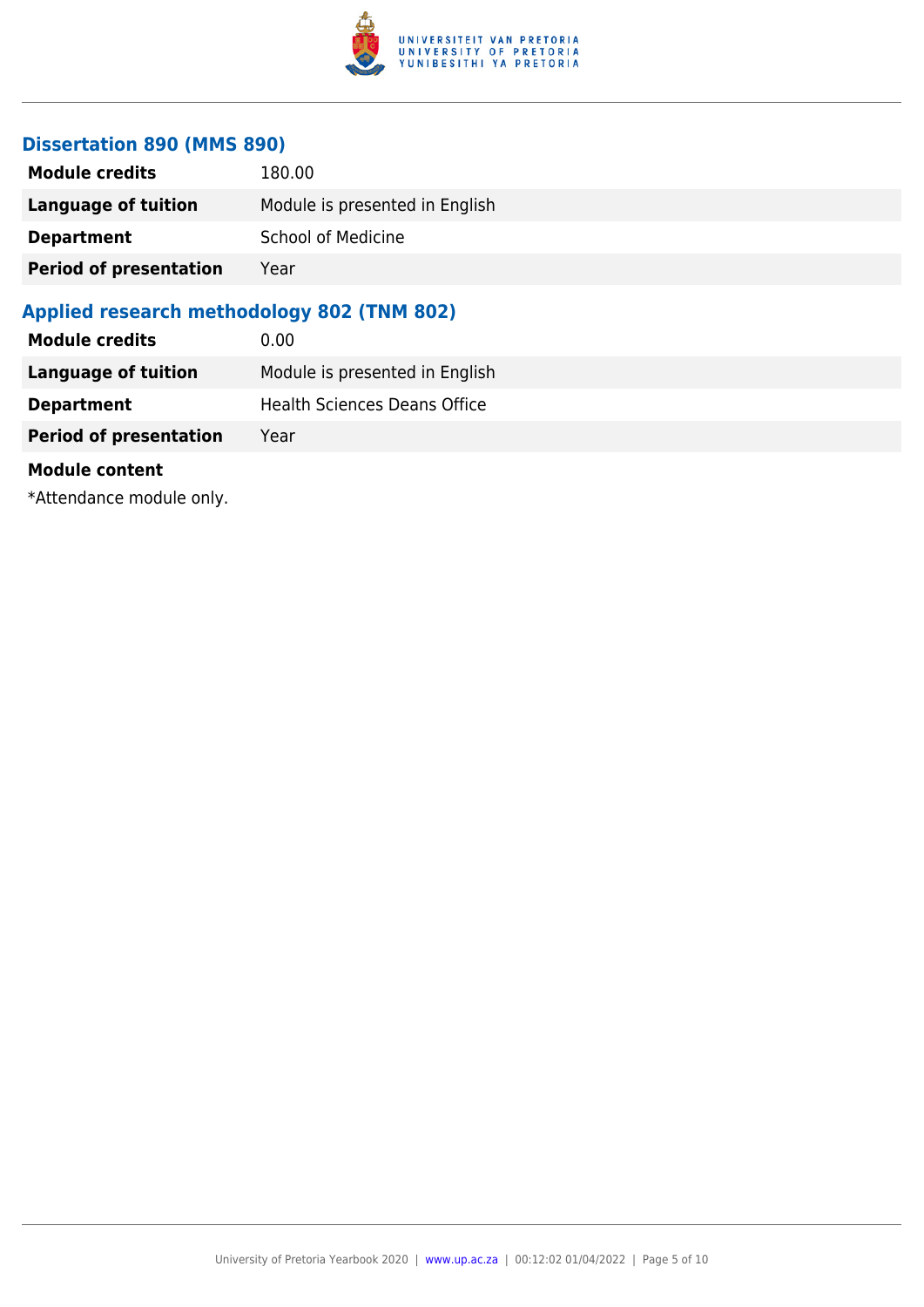### Dissertation 890 (MMS 890)

| | |
|---|---|
| **Module credits** | 180.00 |
| **Language of tuition** | Module is presented in English |
| **Department** | School of Medicine |
| **Period of presentation** | Year |

### Applied research methodology 802 (TNM 802)

| | |
|---|---|
| **Module credits** | 0.00 |
| **Language of tuition** | Module is presented in English |
| **Department** | Health Sciences Deans Office |
| **Period of presentation** | Year |

**Module content**

*Attendance module only.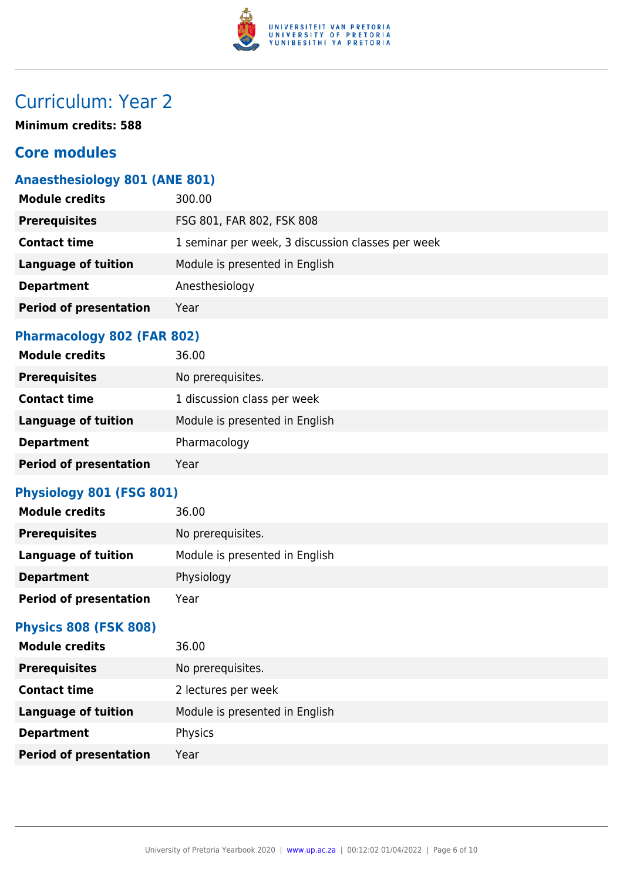# Curriculum: Year 2

**Minimum credits: 588**

## Core modules

### Anaesthesiology 801 (ANE 801)

| | |
|---|---|
| **Module credits** | 300.00 |
| **Prerequisites** | FSG 801, FAR 802, FSK 808 |
| **Contact time** | 1 seminar per week, 3 discussion classes per week |
| **Language of tuition** | Module is presented in English |
| **Department** | Anesthesiology |
| **Period of presentation** | Year |

### Pharmacology 802 (FAR 802)

| | |
|---|---|
| **Module credits** | 36.00 |
| **Prerequisites** | No prerequisites. |
| **Contact time** | 1 discussion class per week |
| **Language of tuition** | Module is presented in English |
| **Department** | Pharmacology |
| **Period of presentation** | Year |

### Physiology 801 (FSG 801)

| | |
|---|---|
| **Module credits** | 36.00 |
| **Prerequisites** | No prerequisites. |
| **Language of tuition** | Module is presented in English |
| **Department** | Physiology |
| **Period of presentation** | Year |

### Physics 808 (FSK 808)

| | |
|---|---|
| **Module credits** | 36.00 |
| **Prerequisites** | No prerequisites. |
| **Contact time** | 2 lectures per week |
| **Language of tuition** | Module is presented in English |
| **Department** | Physics |
| **Period of presentation** | Year |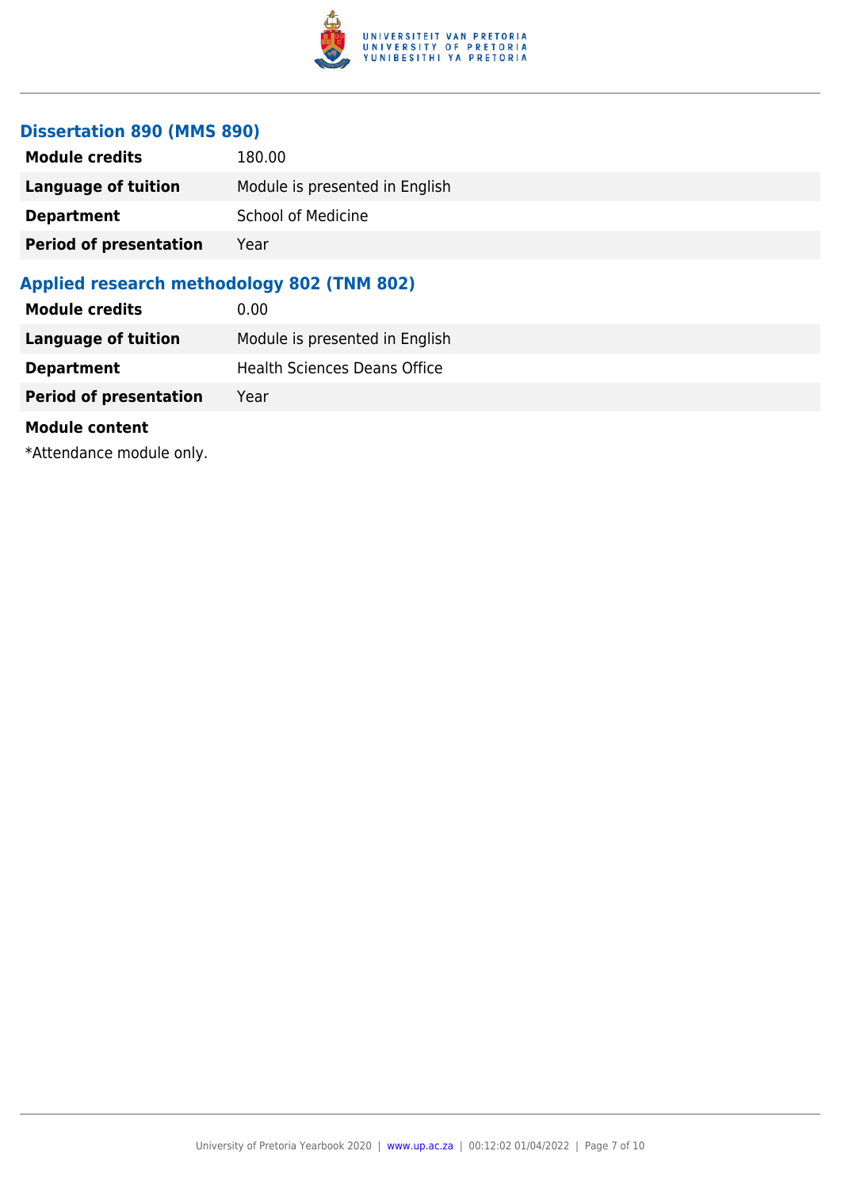### Dissertation 890 (MMS 890)

| | |
|---|---|
| **Module credits** | 180.00 |
| **Language of tuition** | Module is presented in English |
| **Department** | School of Medicine |
| **Period of presentation** | Year |

### Applied research methodology 802 (TNM 802)

| | |
|---|---|
| **Module credits** | 0.00 |
| **Language of tuition** | Module is presented in English |
| **Department** | Health Sciences Deans Office |
| **Period of presentation** | Year |

**Module content**

*Attendance module only.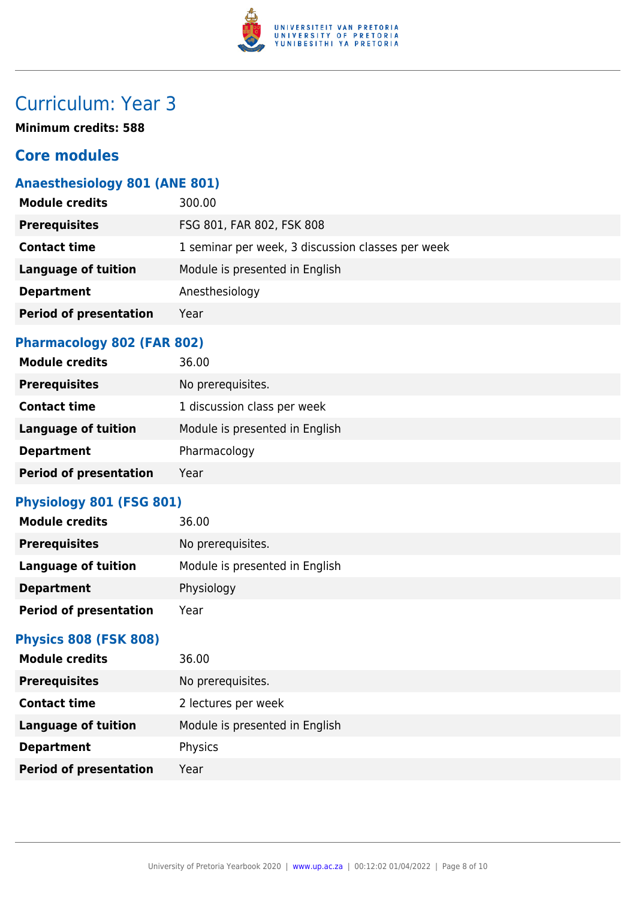# Curriculum: Year 3

**Minimum credits: 588**

## Core modules

### Anaesthesiology 801 (ANE 801)

| | |
|---|---|
| **Module credits** | 300.00 |
| **Prerequisites** | FSG 801, FAR 802, FSK 808 |
| **Contact time** | 1 seminar per week, 3 discussion classes per week |
| **Language of tuition** | Module is presented in English |
| **Department** | Anesthesiology |
| **Period of presentation** | Year |

### Pharmacology 802 (FAR 802)

| | |
|---|---|
| **Module credits** | 36.00 |
| **Prerequisites** | No prerequisites. |
| **Contact time** | 1 discussion class per week |
| **Language of tuition** | Module is presented in English |
| **Department** | Pharmacology |
| **Period of presentation** | Year |

### Physiology 801 (FSG 801)

| | |
|---|---|
| **Module credits** | 36.00 |
| **Prerequisites** | No prerequisites. |
| **Language of tuition** | Module is presented in English |
| **Department** | Physiology |
| **Period of presentation** | Year |

### Physics 808 (FSK 808)

| | |
|---|---|
| **Module credits** | 36.00 |
| **Prerequisites** | No prerequisites. |
| **Contact time** | 2 lectures per week |
| **Language of tuition** | Module is presented in English |
| **Department** | Physics |
| **Period of presentation** | Year |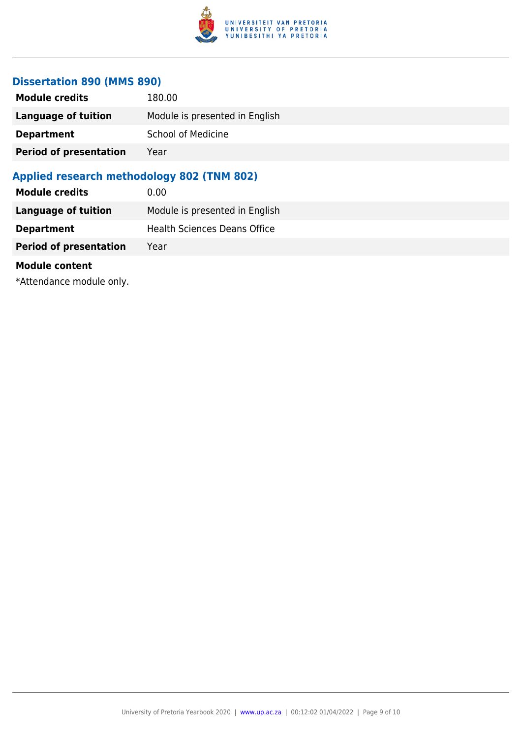### Dissertation 890 (MMS 890)

| | |
|---|---|
| **Module credits** | 180.00 |
| **Language of tuition** | Module is presented in English |
| **Department** | School of Medicine |
| **Period of presentation** | Year |

### Applied research methodology 802 (TNM 802)

| | |
|---|---|
| **Module credits** | 0.00 |
| **Language of tuition** | Module is presented in English |
| **Department** | Health Sciences Deans Office |
| **Period of presentation** | Year |

**Module content**

*Attendance module only.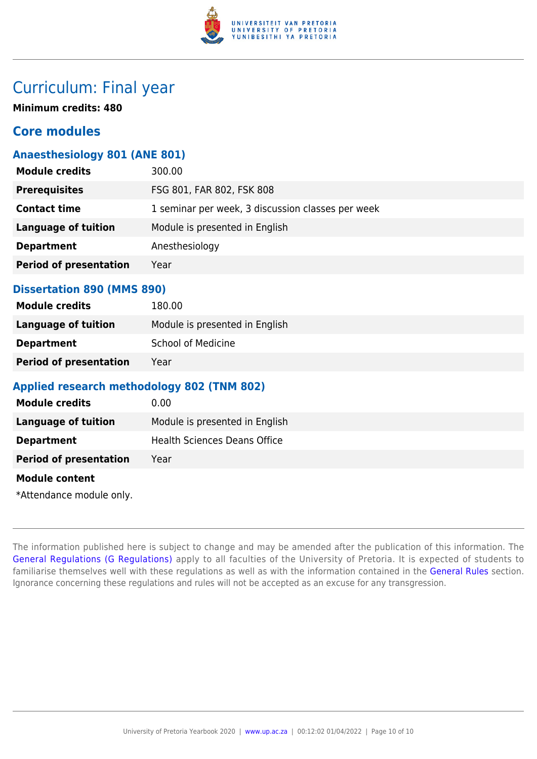# Curriculum: Final year

**Minimum credits: 480**

## Core modules

### Anaesthesiology 801 (ANE 801)

| | |
|---|---|
| **Module credits** | 300.00 |
| **Prerequisites** | FSG 801, FAR 802, FSK 808 |
| **Contact time** | 1 seminar per week, 3 discussion classes per week |
| **Language of tuition** | Module is presented in English |
| **Department** | Anesthesiology |
| **Period of presentation** | Year |

### Dissertation 890 (MMS 890)

| | |
|---|---|
| **Module credits** | 180.00 |
| **Language of tuition** | Module is presented in English |
| **Department** | School of Medicine |
| **Period of presentation** | Year |

### Applied research methodology 802 (TNM 802)

| | |
|---|---|
| **Module credits** | 0.00 |
| **Language of tuition** | Module is presented in English |
| **Department** | Health Sciences Deans Office |
| **Period of presentation** | Year |

**Module content**

*Attendance module only.

The information published here is subject to change and may be amended after the publication of this information. The General Regulations (G Regulations) apply to all faculties of the University of Pretoria. It is expected of students to familiarise themselves well with these regulations as well as with the information contained in the General Rules section. Ignorance concerning these regulations and rules will not be accepted as an excuse for any transgression.